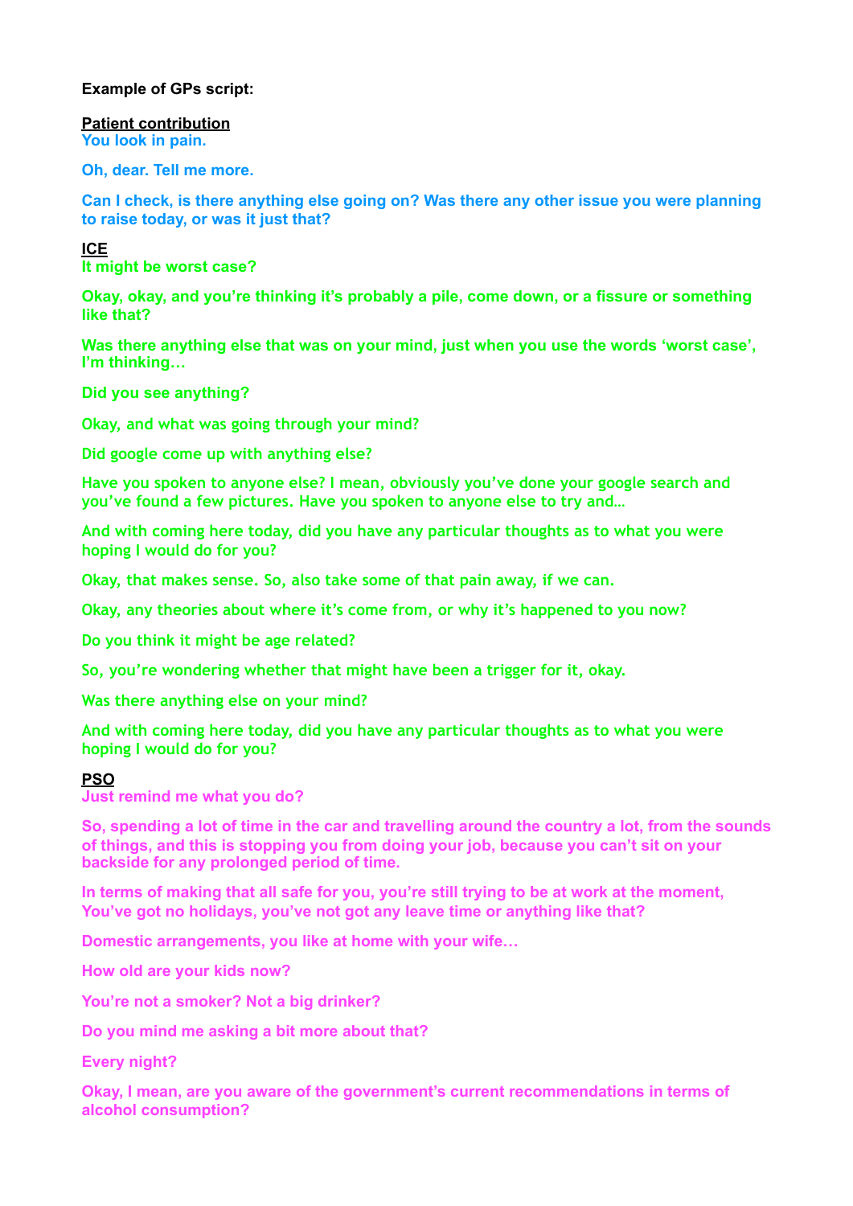**Example of GPs script:**

**<u>Patient contribution</u>**

**You look in pain.**

**Oh, dear. Tell me more.**

**Can I check, is there anything else going on? Was there any other issue you were planning to raise today, or was it just that?**

**<u>ICE</u>**

**It might be worst case?**

**Okay, okay, and you're thinking it's probably a pile, come down, or a fissure or something like that?**

**Was there anything else that was on your mind, just when you use the words 'worst case', I'm thinking…**

**Did you see anything?**

**Okay, and what was going through your mind?**

**Did google come up with anything else?**

**Have you spoken to anyone else? I mean, obviously you've done your google search and you've found a few pictures. Have you spoken to anyone else to try and…**

**And with coming here today, did you have any particular thoughts as to what you were hoping I would do for you?**

**Okay, that makes sense. So, also take some of that pain away, if we can.**

**Okay, any theories about where it's come from, or why it's happened to you now?**

**Do you think it might be age related?**

**So, you're wondering whether that might have been a trigger for it, okay.**

**Was there anything else on your mind?**

**And with coming here today, did you have any particular thoughts as to what you were hoping I would do for you?**

**<u>PSO</u>**

**Just remind me what you do?**

**So, spending a lot of time in the car and travelling around the country a lot, from the sounds of things, and this is stopping you from doing your job, because you can't sit on your backside for any prolonged period of time.**

**In terms of making that all safe for you, you're still trying to be at work at the moment, You've got no holidays, you've not got any leave time or anything like that?**

**Domestic arrangements, you like at home with your wife…**

**How old are your kids now?**

**You're not a smoker? Not a big drinker?**

**Do you mind me asking a bit more about that?**

**Every night?**

**Okay, I mean, are you aware of the government's current recommendations in terms of alcohol consumption?**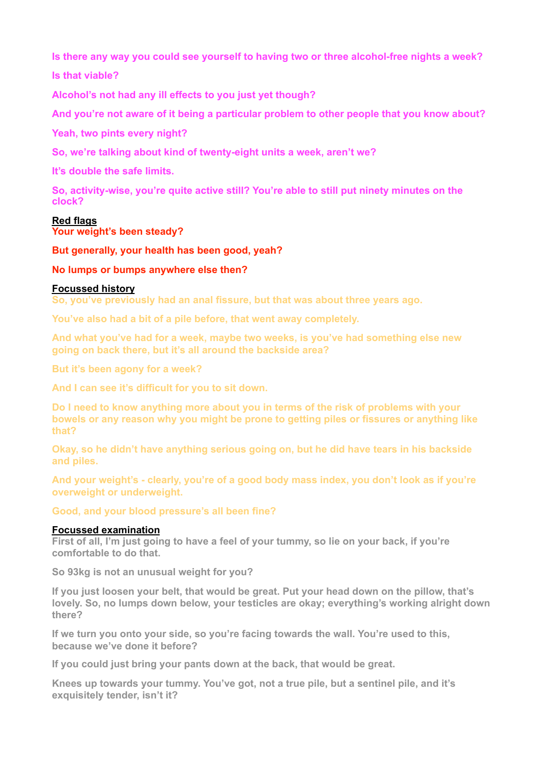**Is there any way you could see yourself to having two or three alcohol-free nights a week?**

**Is that viable?**

**Alcohol's not had any ill effects to you just yet though?**

**And you're not aware of it being a particular problem to other people that you know about?**

**Yeah, two pints every night?**

**So, we're talking about kind of twenty-eight units a week, aren't we?**

**It's double the safe limits.**

**So, activity-wise, you're quite active still? You're able to still put ninety minutes on the clock?**

<u>**Red flags**</u>

**Your weight's been steady?**

**But generally, your health has been good, yeah?**

**No lumps or bumps anywhere else then?**

<u>**Focussed history**</u>

**So, you've previously had an anal fissure, but that was about three years ago.**

**You've also had a bit of a pile before, that went away completely.**

**And what you've had for a week, maybe two weeks, is you've had something else new going on back there, but it's all around the backside area?**

**But it's been agony for a week?**

**And I can see it's difficult for you to sit down.**

**Do I need to know anything more about you in terms of the risk of problems with your bowels or any reason why you might be prone to getting piles or fissures or anything like that?**

**Okay, so he didn't have anything serious going on, but he did have tears in his backside and piles.**

**And your weight's - clearly, you're of a good body mass index, you don't look as if you're overweight or underweight.**

**Good, and your blood pressure's all been fine?**

<u>**Focussed examination**</u>

**First of all, I'm just going to have a feel of your tummy, so lie on your back, if you're comfortable to do that.**

**So 93kg is not an unusual weight for you?**

**If you just loosen your belt, that would be great. Put your head down on the pillow, that's lovely. So, no lumps down below, your testicles are okay; everything's working alright down there?**

**If we turn you onto your side, so you're facing towards the wall. You're used to this, because we've done it before?**

**If you could just bring your pants down at the back, that would be great.**

**Knees up towards your tummy. You've got, not a true pile, but a sentinel pile, and it's exquisitely tender, isn't it?**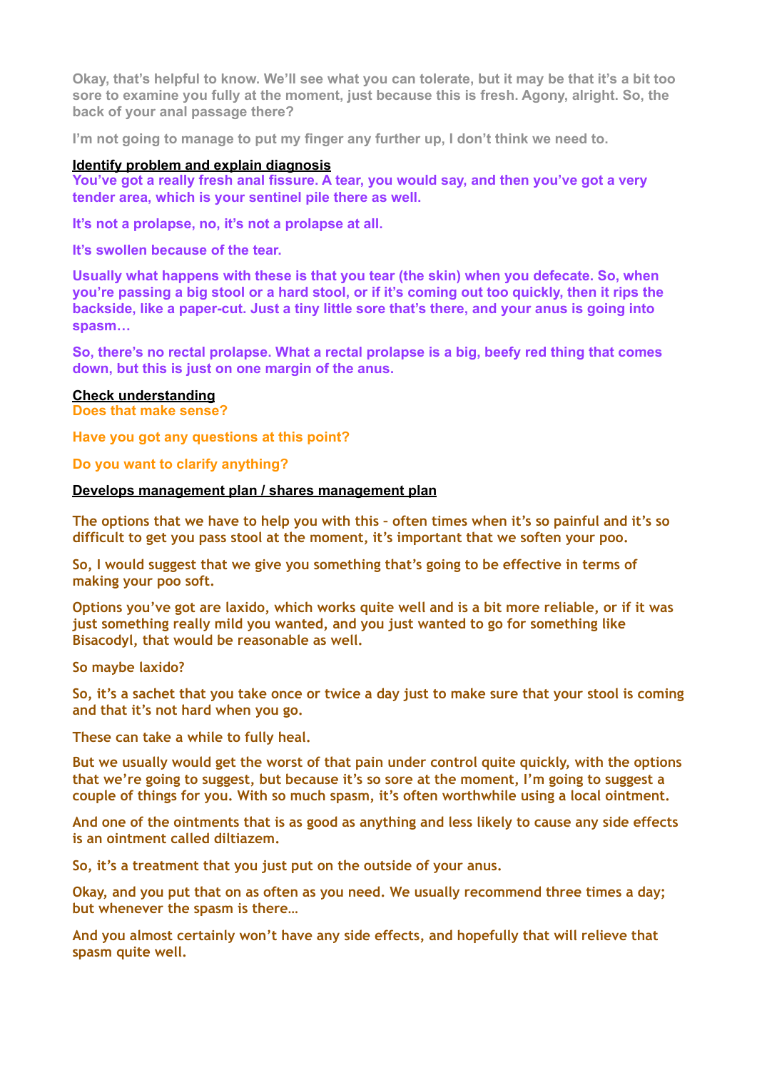Okay, that's helpful to know. We'll see what you can tolerate, but it may be that it's a bit too sore to examine you fully at the moment, just because this is fresh. Agony, alright. So, the back of your anal passage there?

I'm not going to manage to put my finger any further up, I don't think we need to.

**Identify problem and explain diagnosis**

You've got a really fresh anal fissure. A tear, you would say, and then you've got a very tender area, which is your sentinel pile there as well.

It's not a prolapse, no, it's not a prolapse at all.

It's swollen because of the tear.

Usually what happens with these is that you tear (the skin) when you defecate. So, when you're passing a big stool or a hard stool, or if it's coming out too quickly, then it rips the backside, like a paper-cut. Just a tiny little sore that's there, and your anus is going into spasm…

So, there's no rectal prolapse. What a rectal prolapse is a big, beefy red thing that comes down, but this is just on one margin of the anus.

**Check understanding**

Does that make sense?

Have you got any questions at this point?

Do you want to clarify anything?

**Develops management plan / shares management plan**

The options that we have to help you with this - often times when it's so painful and it's so difficult to get you pass stool at the moment, it's important that we soften your poo.

So, I would suggest that we give you something that's going to be effective in terms of making your poo soft.

Options you've got are laxido, which works quite well and is a bit more reliable, or if it was just something really mild you wanted, and you just wanted to go for something like Bisacodyl, that would be reasonable as well.

So maybe laxido?

So, it's a sachet that you take once or twice a day just to make sure that your stool is coming and that it's not hard when you go.

These can take a while to fully heal.

But we usually would get the worst of that pain under control quite quickly, with the options that we're going to suggest, but because it's so sore at the moment, I'm going to suggest a couple of things for you. With so much spasm, it's often worthwhile using a local ointment.

And one of the ointments that is as good as anything and less likely to cause any side effects is an ointment called diltiazem.

So, it's a treatment that you just put on the outside of your anus.

Okay, and you put that on as often as you need. We usually recommend three times a day; but whenever the spasm is there…

And you almost certainly won't have any side effects, and hopefully that will relieve that spasm quite well.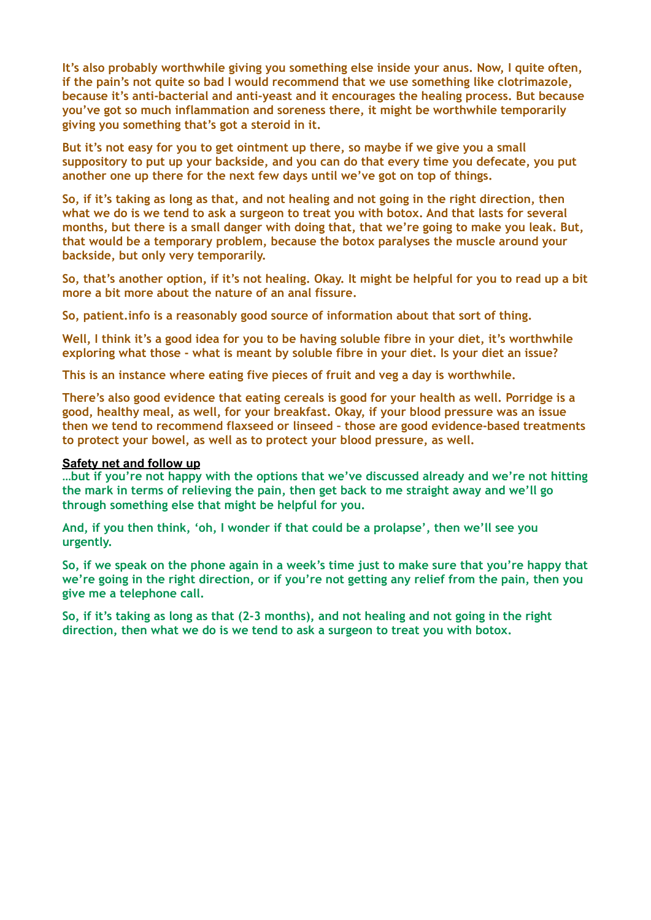**It's also probably worthwhile giving you something else inside your anus. Now, I quite often, if the pain's not quite so bad I would recommend that we use something like clotrimazole, because it's anti-bacterial and anti-yeast and it encourages the healing process. But because you've got so much inflammation and soreness there, it might be worthwhile temporarily giving you something that's got a steroid in it.**

**But it's not easy for you to get ointment up there, so maybe if we give you a small suppository to put up your backside, and you can do that every time you defecate, you put another one up there for the next few days until we've got on top of things.**

**So, if it's taking as long as that, and not healing and not going in the right direction, then what we do is we tend to ask a surgeon to treat you with botox. And that lasts for several months, but there is a small danger with doing that, that we're going to make you leak. But, that would be a temporary problem, because the botox paralyses the muscle around your backside, but only very temporarily.**

**So, that's another option, if it's not healing. Okay. It might be helpful for you to read up a bit more a bit more about the nature of an anal fissure.**

**So, patient.info is a reasonably good source of information about that sort of thing.**

**Well, I think it's a good idea for you to be having soluble fibre in your diet, it's worthwhile exploring what those - what is meant by soluble fibre in your diet. Is your diet an issue?**

**This is an instance where eating five pieces of fruit and veg a day is worthwhile.**

**There's also good evidence that eating cereals is good for your health as well. Porridge is a good, healthy meal, as well, for your breakfast. Okay, if your blood pressure was an issue then we tend to recommend flaxseed or linseed – those are good evidence-based treatments to protect your bowel, as well as to protect your blood pressure, as well.**

**Safety net and follow up**

**…but if you're not happy with the options that we've discussed already and we're not hitting the mark in terms of relieving the pain, then get back to me straight away and we'll go through something else that might be helpful for you.**

**And, if you then think, 'oh, I wonder if that could be a prolapse', then we'll see you urgently.**

**So, if we speak on the phone again in a week's time just to make sure that you're happy that we're going in the right direction, or if you're not getting any relief from the pain, then you give me a telephone call.**

**So, if it's taking as long as that (2-3 months), and not healing and not going in the right direction, then what we do is we tend to ask a surgeon to treat you with botox.**